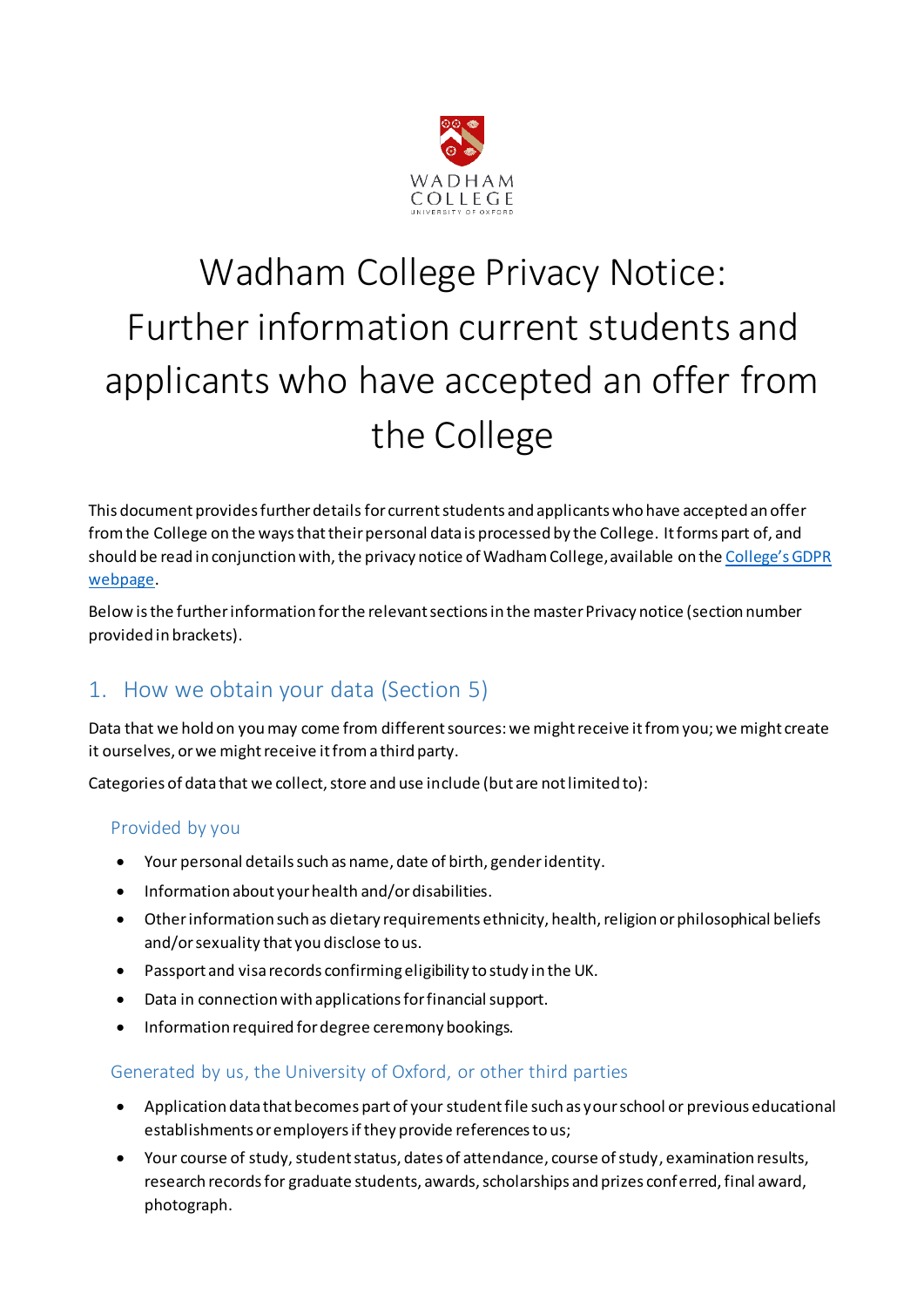# Wadham College Privacy Notice: Further information current students and applicants who have accepted an offer from the College

This document provides further details for current students and applicants who have accepted an offer from the College on the ways that their personal data is processed by the College. It forms part of, and should be read in conjunction with, the privacy notice of Wadham College, available on the College's GDPR webpage.

Below is the further information for the relevant sections in the master Privacy notice (section number provided in brackets).

## 1. How we obtain your data (Section 5)

Data that we hold on you may come from different sources: we might receive it from you; we might create it ourselves, or we might receive it from a third party.

Categories of data that we collect, store and use include (but are not limited to):

### Provided by you

- Your personal details such as name, date of birth, gender identity.
- Information about your health and/or disabilities.
- Other information such as dietary requirements ethnicity, health, religion or philosophical beliefs and/or sexuality that you disclose to us.
- Passport and visa records confirming eligibility to study in the UK.
- Data in connection with applications for financial support.
- Information required for degree ceremony bookings.

### Generated by us, the University of Oxford, or other third parties

- Application data that becomes part of your student file such as your school or previous educational establishments or employers if they provide references to us;
- Your course of study, student status, dates of attendance, course of study, examination results, research records for graduate students, awards, scholarships and prizes conferred, final award, photograph.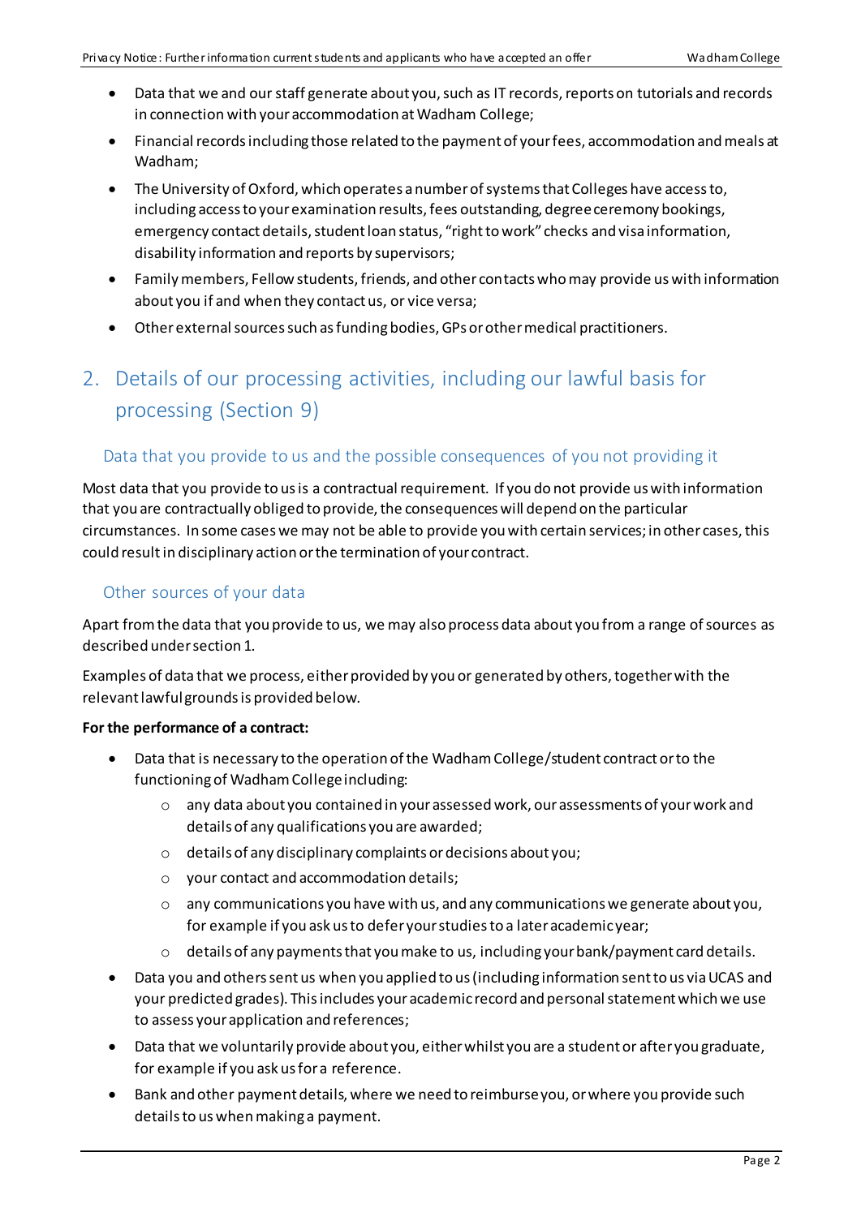- Data that we and our staff generate about you, such as IT records, reports on tutorials and records in connection with your accommodation at Wadham College;
- Financial records including those related to the payment of your fees, accommodation and meals at Wadham;
- The University of Oxford, which operates a number of systems that Colleges have access to, including access to your examination results, fees outstanding, degree ceremony bookings, emergency contact details, student loan status, "right to work" checks and visa information, disability information and reports by supervisors;
- Family members, Fellow students, friends, and other contacts who may provide us with information about you if and when they contact us, or vice versa;
- Other external sources such as funding bodies, GPs or other medical practitioners.

## 2. Details of our processing activities, including our lawful basis for processing (Section 9)

### Data that you provide to us and the possible consequences of you not providing it

Most data that you provide to us is a contractual requirement. If you do not provide us with information that you are contractually obliged to provide, the consequences will depend on the particular circumstances. In some cases we may not be able to provide you with certain services; in other cases, this could result in disciplinary action or the termination of your contract.

### Other sources of your data

Apart from the data that you provide to us, we may also process data about you from a range of sources as described under section 1.

Examples of data that we process, either provided by you or generated by others, together with the relevant lawful grounds is provided below.

**For the performance of a contract:**

- Data that is necessary to the operation of the Wadham College/student contract or to the functioning of Wadham College including:
  - any data about you contained in your assessed work, our assessments of your work and details of any qualifications you are awarded;
  - details of any disciplinary complaints or decisions about you;
  - your contact and accommodation details;
  - any communications you have with us, and any communications we generate about you, for example if you ask us to defer your studies to a later academic year;
  - details of any payments that you make to us, including your bank/payment card details.
- Data you and others sent us when you applied to us (including information sent to us via UCAS and your predicted grades). This includes your academic record and personal statement which we use to assess your application and references;
- Data that we voluntarily provide about you, either whilst you are a student or after you graduate, for example if you ask us for a reference.
- Bank and other payment details, where we need to reimburse you, or where you provide such details to us when making a payment.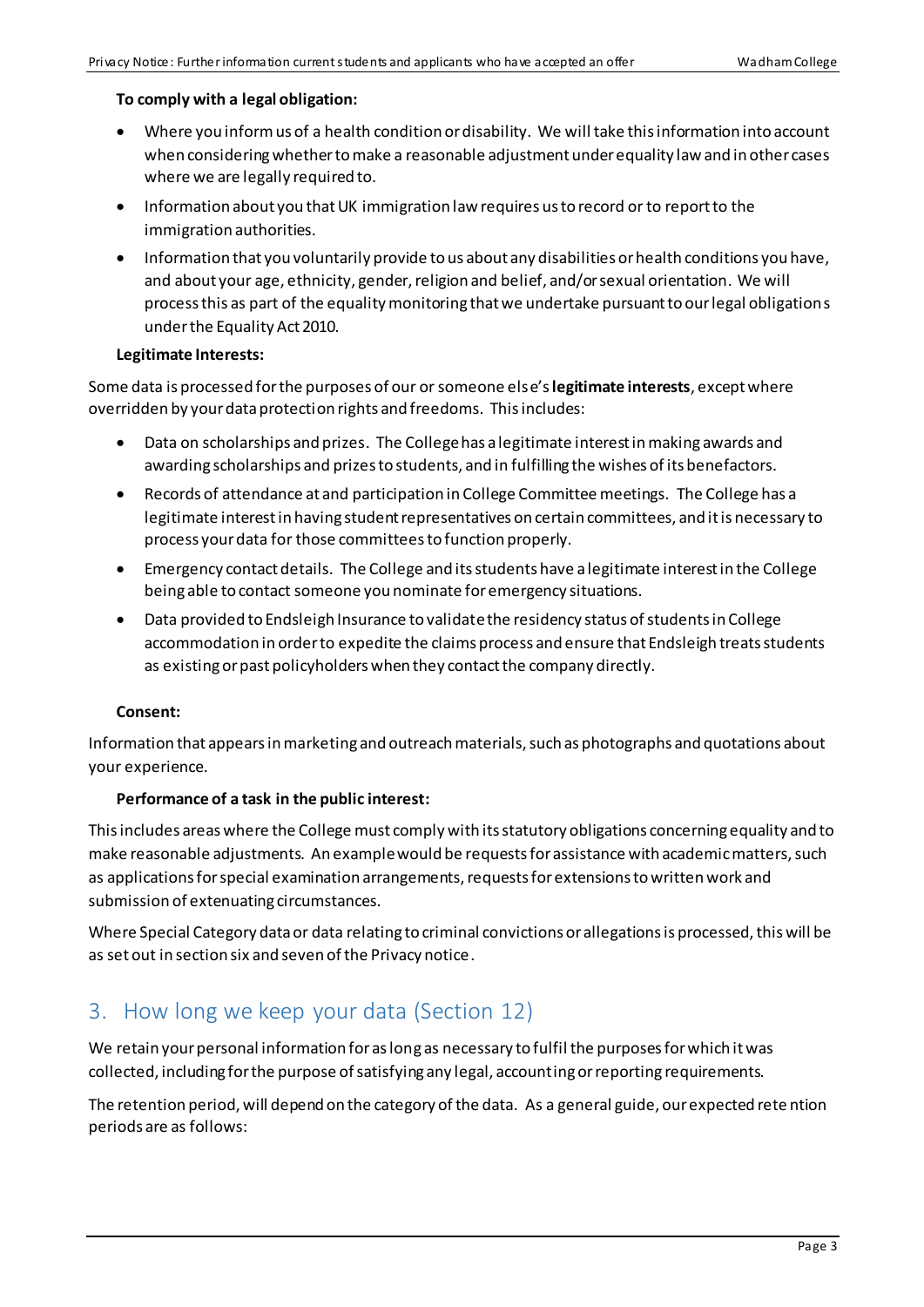**To comply with a legal obligation:**

- Where you inform us of a health condition or disability. We will take this information into account when considering whether to make a reasonable adjustment under equality law and in other cases where we are legally required to.
- Information about you that UK immigration law requires us to record or to report to the immigration authorities.
- Information that you voluntarily provide to us about any disabilities or health conditions you have, and about your age, ethnicity, gender, religion and belief, and/or sexual orientation. We will process this as part of the equality monitoring that we undertake pursuant to our legal obligations under the Equality Act 2010.

**Legitimate Interests:**

Some data is processed for the purposes of our or someone else's **legitimate interests**, except where overridden by your data protection rights and freedoms. This includes:

- Data on scholarships and prizes. The College has a legitimate interest in making awards and awarding scholarships and prizes to students, and in fulfilling the wishes of its benefactors.
- Records of attendance at and participation in College Committee meetings. The College has a legitimate interest in having student representatives on certain committees, and it is necessary to process your data for those committees to function properly.
- Emergency contact details. The College and its students have a legitimate interest in the College being able to contact someone you nominate for emergency situations.
- Data provided to Endsleigh Insurance to validate the residency status of students in College accommodation in order to expedite the claims process and ensure that Endsleigh treats students as existing or past policyholders when they contact the company directly.

**Consent:**

Information that appears in marketing and outreach materials, such as photographs and quotations about your experience.

**Performance of a task in the public interest:**

This includes areas where the College must comply with its statutory obligations concerning equality and to make reasonable adjustments. An example would be requests for assistance with academic matters, such as applications for special examination arrangements, requests for extensions to written work and submission of extenuating circumstances.

Where Special Category data or data relating to criminal convictions or allegations is processed, this will be as set out in section six and seven of the Privacy notice.

## 3. How long we keep your data (Section 12)

We retain your personal information for as long as necessary to fulfil the purposes for which it was collected, including for the purpose of satisfying any legal, accounting or reporting requirements.

The retention period, will depend on the category of the data. As a general guide, our expected retention periods are as follows: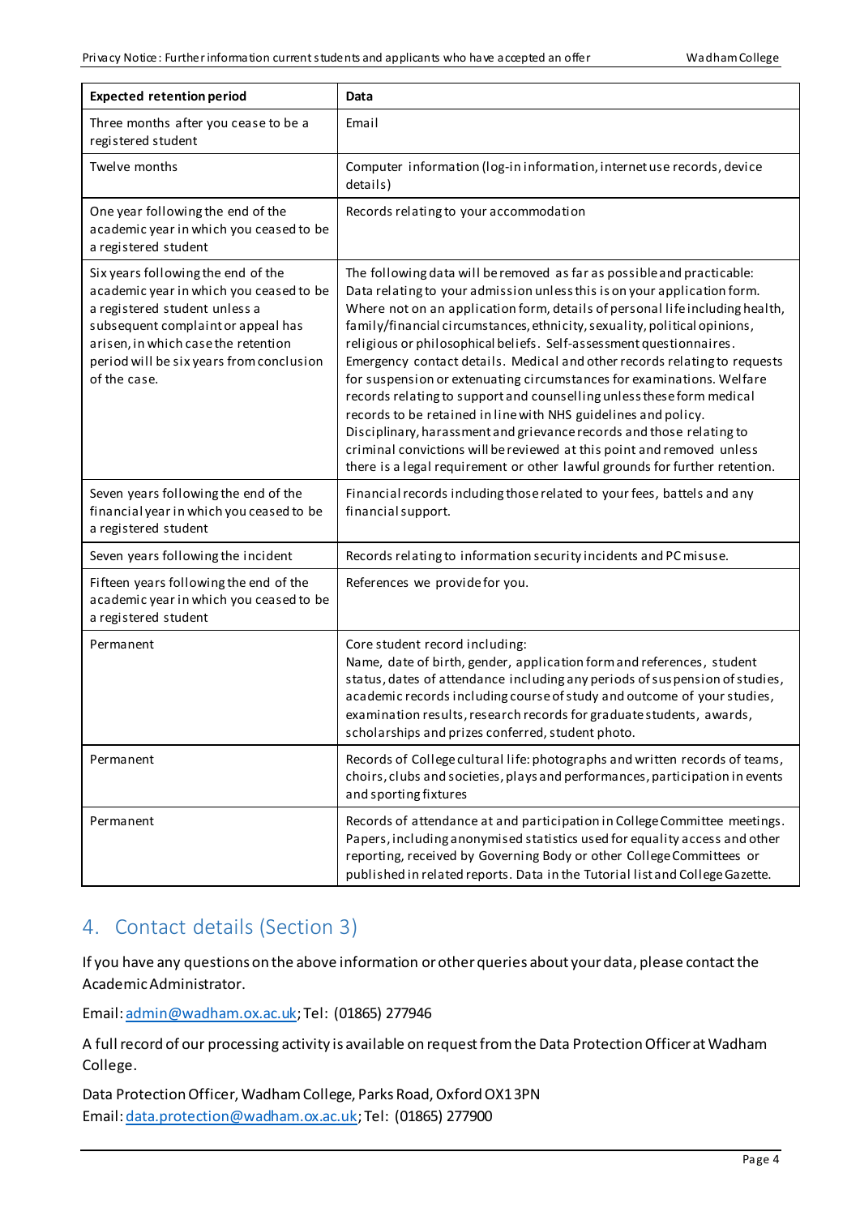| Expected retention period | Data |
|---|---|
| Three months after you cease to be a registered student | Email |
| Twelve months | Computer information (log-in information, internet use records, device details) |
| One year following the end of the academic year in which you ceased to be a registered student | Records relating to your accommodation |
| Six years following the end of the academic year in which you ceased to be a registered student unless a subsequent complaint or appeal has arisen, in which case the retention period will be six years from conclusion of the case. | The following data will be removed as far as possible and practicable: Data relating to your admission unless this is on your application form. Where not on an application form, details of personal life including health, family/financial circumstances, ethnicity, sexuality, political opinions, religious or philosophical beliefs. Self-assessment questionnaires. Emergency contact details. Medical and other records relating to requests for suspension or extenuating circumstances for examinations. Welfare records relating to support and counselling unless these form medical records to be retained in line with NHS guidelines and policy. Disciplinary, harassment and grievance records and those relating to criminal convictions will be reviewed at this point and removed unless there is a legal requirement or other lawful grounds for further retention. |
| Seven years following the end of the financial year in which you ceased to be a registered student | Financial records including those related to your fees, battels and any financial support. |
| Seven years following the incident | Records relating to information security incidents and PC misuse. |
| Fifteen years following the end of the academic year in which you ceased to be a registered student | References we provide for you. |
| Permanent | Core student record including: Name, date of birth, gender, application form and references, student status, dates of attendance including any periods of suspension of studies, academic records including course of study and outcome of your studies, examination results, research records for graduate students, awards, scholarships and prizes conferred, student photo. |
| Permanent | Records of College cultural life: photographs and written records of teams, choirs, clubs and societies, plays and performances, participation in events and sporting fixtures |
| Permanent | Records of attendance at and participation in College Committee meetings. Papers, including anonymised statistics used for equality access and other reporting, received by Governing Body or other College Committees or published in related reports. Data in the Tutorial list and College Gazette. |

## 4. Contact details (Section 3)

If you have any questions on the above information or other queries about your data, please contact the Academic Administrator.

Email: admin@wadham.ox.ac.uk; Tel: (01865) 277946

A full record of our processing activity is available on request from the Data Protection Officer at Wadham College.

Data Protection Officer, Wadham College, Parks Road, Oxford OX1 3PN
Email: data.protection@wadham.ox.ac.uk; Tel: (01865) 277900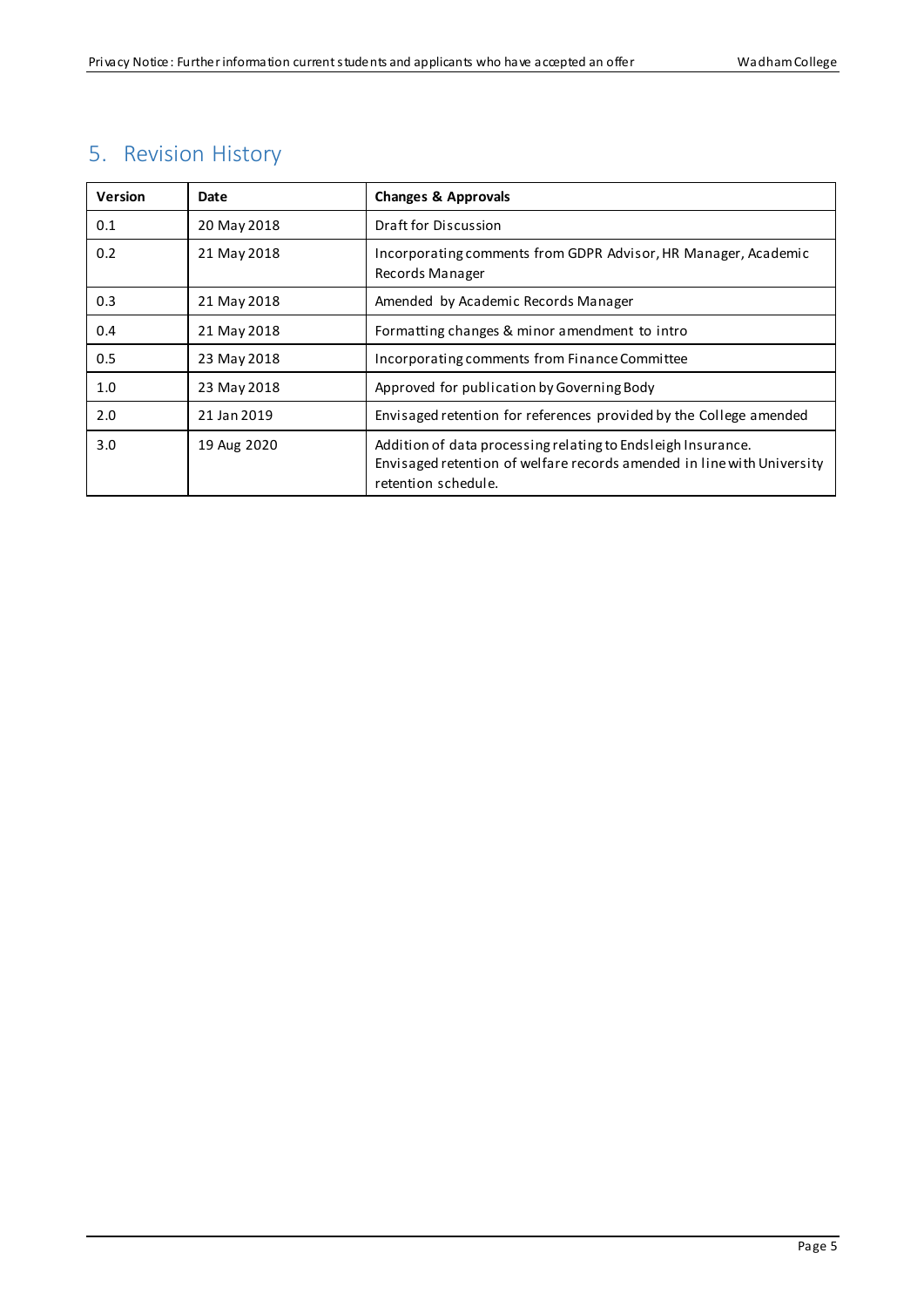## 5. Revision History

| Version | Date | Changes & Approvals |
| --- | --- | --- |
| 0.1 | 20 May 2018 | Draft for Discussion |
| 0.2 | 21 May 2018 | Incorporating comments from GDPR Advisor, HR Manager, Academic Records Manager |
| 0.3 | 21 May 2018 | Amended by Academic Records Manager |
| 0.4 | 21 May 2018 | Formatting changes & minor amendment to intro |
| 0.5 | 23 May 2018 | Incorporating comments from Finance Committee |
| 1.0 | 23 May 2018 | Approved for publication by Governing Body |
| 2.0 | 21 Jan 2019 | Envisaged retention for references provided by the College amended |
| 3.0 | 19 Aug 2020 | Addition of data processing relating to Endsleigh Insurance. Envisaged retention of welfare records amended in line with University retention schedule. |